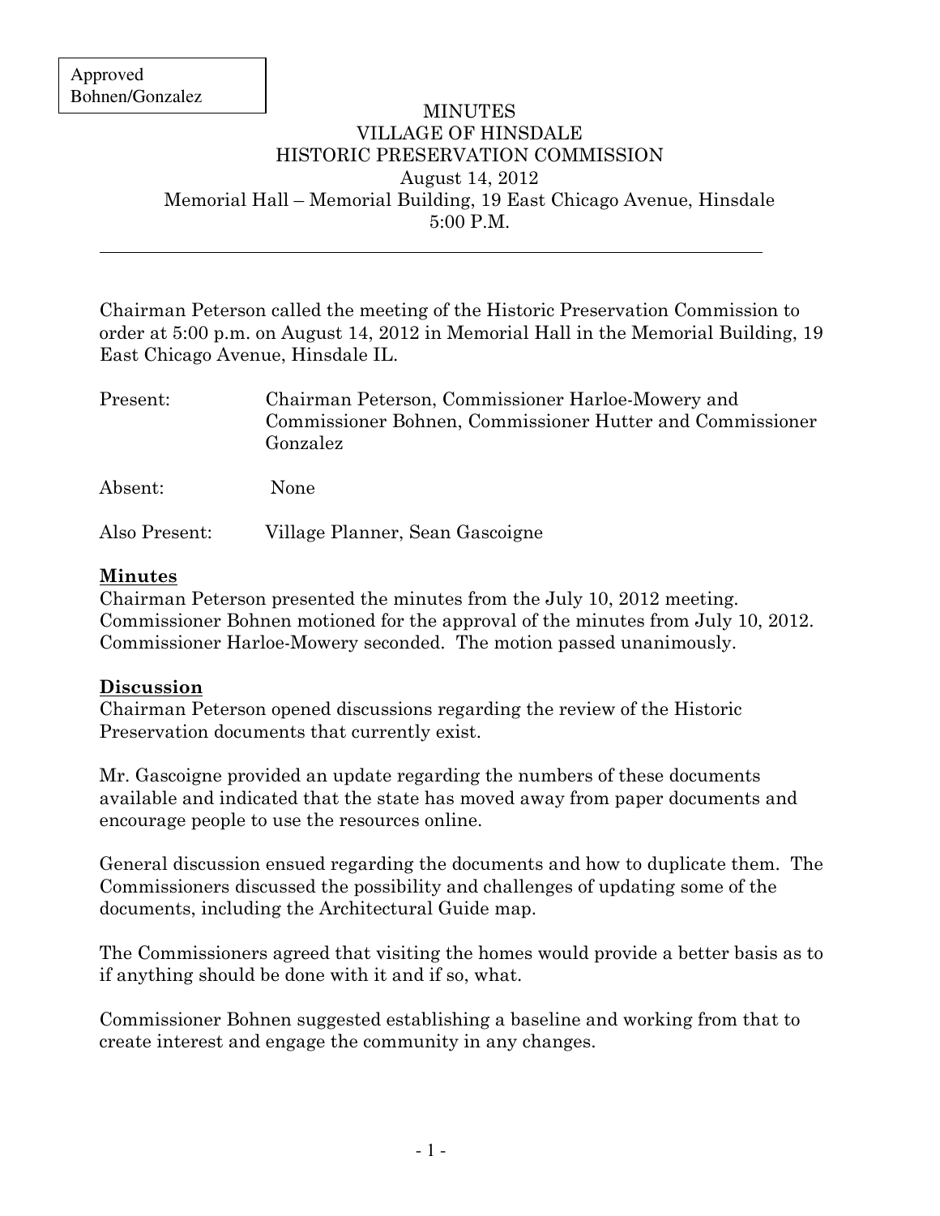Approved
Bohnen/Gonzalez

# MINUTES
## VILLAGE OF HINSDALE
## HISTORIC PRESERVATION COMMISSION
August 14, 2012
Memorial Hall – Memorial Building, 19 East Chicago Avenue, Hinsdale
5:00 P.M.

---

Chairman Peterson called the meeting of the Historic Preservation Commission to order at 5:00 p.m. on August 14, 2012 in Memorial Hall in the Memorial Building, 19 East Chicago Avenue, Hinsdale IL.

| | |
|---|---|
| Present: | Chairman Peterson, Commissioner Harloe-Mowery and Commissioner Bohnen, Commissioner Hutter and Commissioner Gonzalez |
| Absent: | None |
| Also Present: | Village Planner, Sean Gascoigne |

**Minutes**

Chairman Peterson presented the minutes from the July 10, 2012 meeting. Commissioner Bohnen motioned for the approval of the minutes from July 10, 2012. Commissioner Harloe-Mowery seconded. The motion passed unanimously.

**Discussion**

Chairman Peterson opened discussions regarding the review of the Historic Preservation documents that currently exist.

Mr. Gascoigne provided an update regarding the numbers of these documents available and indicated that the state has moved away from paper documents and encourage people to use the resources online.

General discussion ensued regarding the documents and how to duplicate them. The Commissioners discussed the possibility and challenges of updating some of the documents, including the Architectural Guide map.

The Commissioners agreed that visiting the homes would provide a better basis as to if anything should be done with it and if so, what.

Commissioner Bohnen suggested establishing a baseline and working from that to create interest and engage the community in any changes.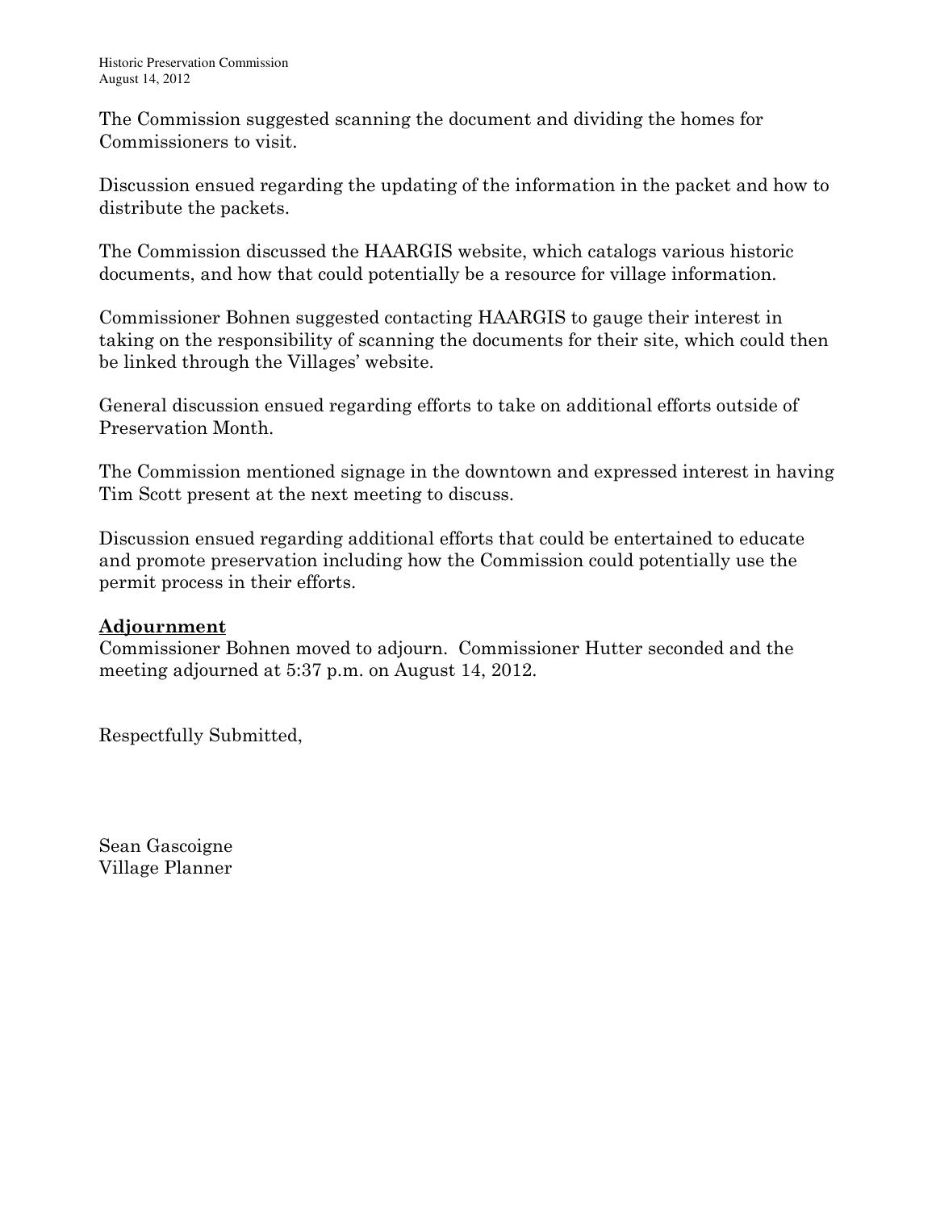The Commission suggested scanning the document and dividing the homes for Commissioners to visit.

Discussion ensued regarding the updating of the information in the packet and how to distribute the packets.

The Commission discussed the HAARGIS website, which catalogs various historic documents, and how that could potentially be a resource for village information.

Commissioner Bohnen suggested contacting HAARGIS to gauge their interest in taking on the responsibility of scanning the documents for their site, which could then be linked through the Villages' website.

General discussion ensued regarding efforts to take on additional efforts outside of Preservation Month.

The Commission mentioned signage in the downtown and expressed interest in having Tim Scott present at the next meeting to discuss.

Discussion ensued regarding additional efforts that could be entertained to educate and promote preservation including how the Commission could potentially use the permit process in their efforts.

**Adjournment**

Commissioner Bohnen moved to adjourn. Commissioner Hutter seconded and the meeting adjourned at 5:37 p.m. on August 14, 2012.

Respectfully Submitted,

Sean Gascoigne
Village Planner